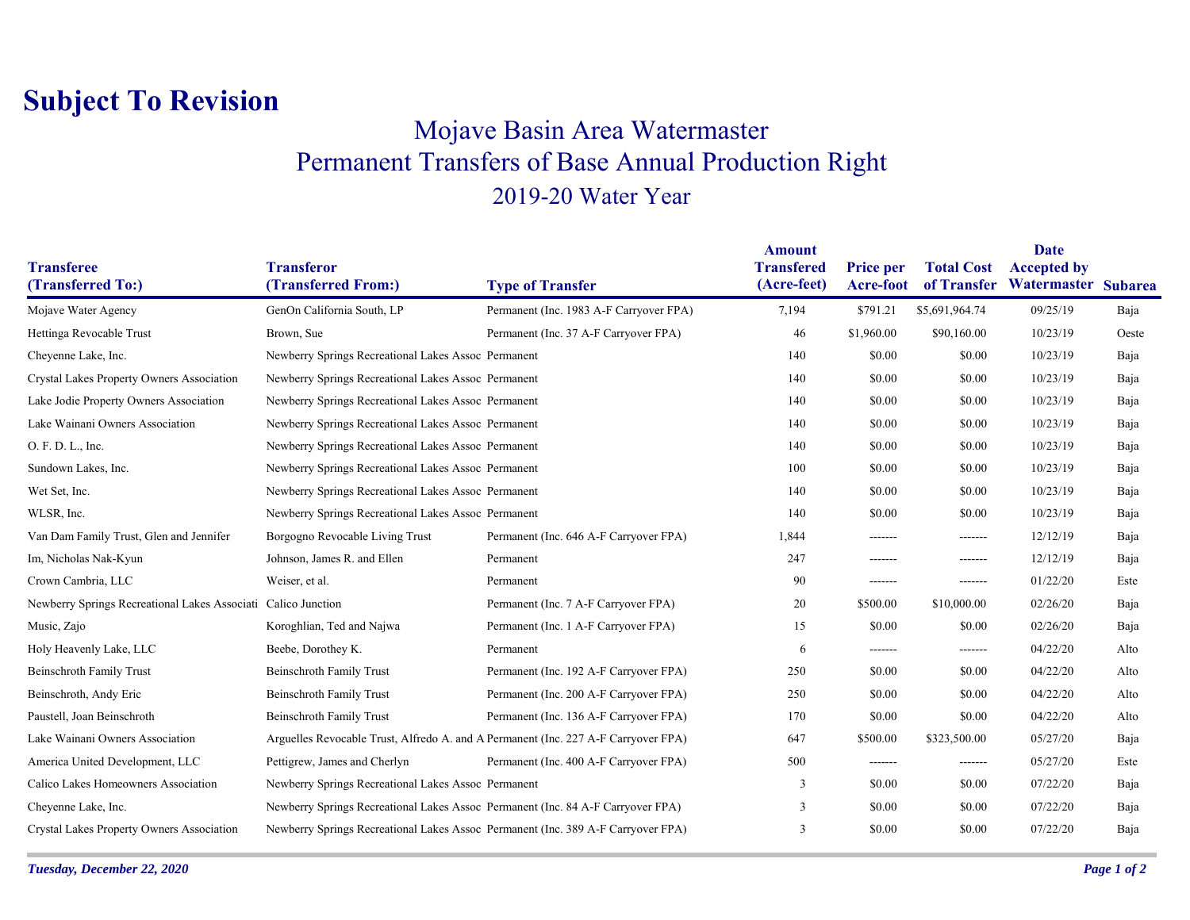# Subject To Revision

## Mojave Basin Area Watermaster

## Permanent Transfers of Base Annual Production Right

### 2019-20 Water Year

| Transferee (Transferred To:) | Transferor (Transferred From:) | Type of Transfer | Amount Transfered (Acre-feet) | Price per Acre-foot | Total Cost of Transfer | Date Accepted by Watermaster | Subarea |
|---|---|---|---|---|---|---|---|
| Mojave Water Agency | GenOn California South, LP | Permanent (Inc. 1983 A-F Carryover FPA) | 7,194 | $791.21 | $5,691,964.74 | 09/25/19 | Baja |
| Hettinga Revocable Trust | Brown, Sue | Permanent (Inc. 37 A-F Carryover FPA) | 46 | $1,960.00 | $90,160.00 | 10/23/19 | Oeste |
| Cheyenne Lake, Inc. | Newberry Springs Recreational Lakes Assoc | Permanent | 140 | $0.00 | $0.00 | 10/23/19 | Baja |
| Crystal Lakes Property Owners Association | Newberry Springs Recreational Lakes Assoc | Permanent | 140 | $0.00 | $0.00 | 10/23/19 | Baja |
| Lake Jodie Property Owners Association | Newberry Springs Recreational Lakes Assoc | Permanent | 140 | $0.00 | $0.00 | 10/23/19 | Baja |
| Lake Wainani Owners Association | Newberry Springs Recreational Lakes Assoc | Permanent | 140 | $0.00 | $0.00 | 10/23/19 | Baja |
| O. F. D. L., Inc. | Newberry Springs Recreational Lakes Assoc | Permanent | 140 | $0.00 | $0.00 | 10/23/19 | Baja |
| Sundown Lakes, Inc. | Newberry Springs Recreational Lakes Assoc | Permanent | 100 | $0.00 | $0.00 | 10/23/19 | Baja |
| Wet Set, Inc. | Newberry Springs Recreational Lakes Assoc | Permanent | 140 | $0.00 | $0.00 | 10/23/19 | Baja |
| WLSR, Inc. | Newberry Springs Recreational Lakes Assoc | Permanent | 140 | $0.00 | $0.00 | 10/23/19 | Baja |
| Van Dam Family Trust, Glen and Jennifer | Borgogno Revocable Living Trust | Permanent (Inc. 646 A-F Carryover FPA) | 1,844 | ------- | ------- | 12/12/19 | Baja |
| Im, Nicholas Nak-Kyun | Johnson, James R. and Ellen | Permanent | 247 | ------- | ------- | 12/12/19 | Baja |
| Crown Cambria, LLC | Weiser, et al. | Permanent | 90 | ------- | ------- | 01/22/20 | Este |
| Newberry Springs Recreational Lakes Associati | Calico Junction | Permanent (Inc. 7 A-F Carryover FPA) | 20 | $500.00 | $10,000.00 | 02/26/20 | Baja |
| Music, Zajo | Koroghlian, Ted and Najwa | Permanent (Inc. 1 A-F Carryover FPA) | 15 | $0.00 | $0.00 | 02/26/20 | Baja |
| Holy Heavenly Lake, LLC | Beebe, Dorothey K. | Permanent | 6 | ------- | ------- | 04/22/20 | Alto |
| Beinschroth Family Trust | Beinschroth Family Trust | Permanent (Inc. 192 A-F Carryover FPA) | 250 | $0.00 | $0.00 | 04/22/20 | Alto |
| Beinschroth, Andy Eric | Beinschroth Family Trust | Permanent (Inc. 200 A-F Carryover FPA) | 250 | $0.00 | $0.00 | 04/22/20 | Alto |
| Paustell, Joan Beinschroth | Beinschroth Family Trust | Permanent (Inc. 136 A-F Carryover FPA) | 170 | $0.00 | $0.00 | 04/22/20 | Alto |
| Lake Wainani Owners Association | Arguelles Revocable Trust, Alfredo A. and A | Permanent (Inc. 227 A-F Carryover FPA) | 647 | $500.00 | $323,500.00 | 05/27/20 | Baja |
| America United Development, LLC | Pettigrew, James and Cherlyn | Permanent (Inc. 400 A-F Carryover FPA) | 500 | ------- | ------- | 05/27/20 | Este |
| Calico Lakes Homeowners Association | Newberry Springs Recreational Lakes Assoc | Permanent | 3 | $0.00 | $0.00 | 07/22/20 | Baja |
| Cheyenne Lake, Inc. | Newberry Springs Recreational Lakes Assoc | Permanent (Inc. 84 A-F Carryover FPA) | 3 | $0.00 | $0.00 | 07/22/20 | Baja |
| Crystal Lakes Property Owners Association | Newberry Springs Recreational Lakes Assoc | Permanent (Inc. 389 A-F Carryover FPA) | 3 | $0.00 | $0.00 | 07/22/20 | Baja |

*Tuesday, December 22, 2020*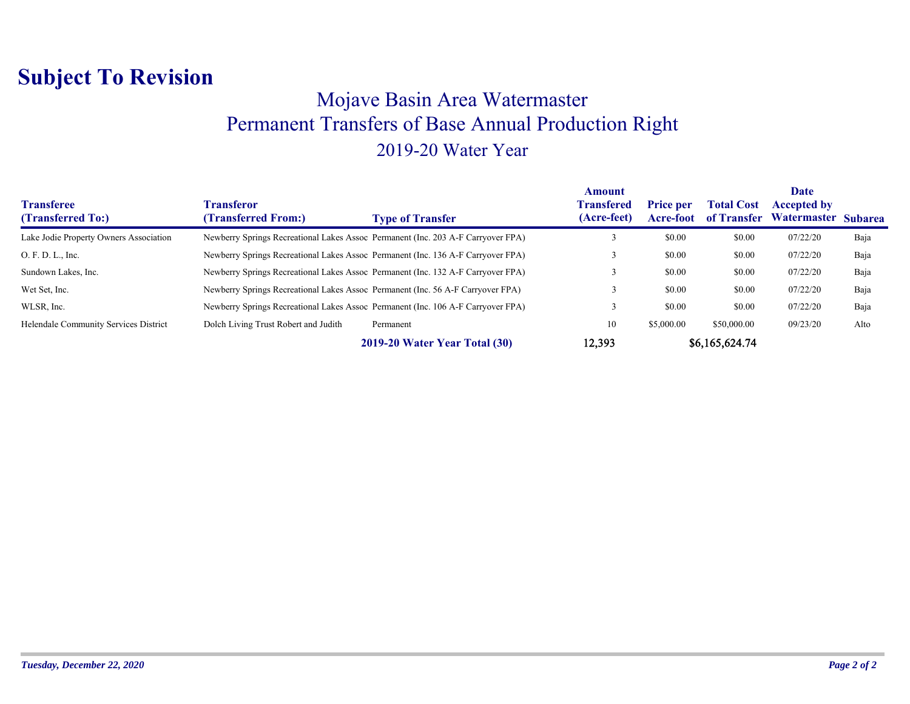# Subject To Revision

## Mojave Basin Area Watermaster

## Permanent Transfers of Base Annual Production Right

## 2019-20 Water Year

| Transferee (Transferred To:) | Transferor (Transferred From:) | Type of Transfer | Amount Transfered (Acre-feet) | Price per Acre-foot | Total Cost of Transfer | Date Accepted by Watermaster | Subarea |
|---|---|---|---|---|---|---|---|
| Lake Jodie Property Owners Association | Newberry Springs Recreational Lakes Assoc | Permanent (Inc. 203 A-F Carryover FPA) | 3 | $0.00 | $0.00 | 07/22/20 | Baja |
| O. F. D. L., Inc. | Newberry Springs Recreational Lakes Assoc | Permanent (Inc. 136 A-F Carryover FPA) | 3 | $0.00 | $0.00 | 07/22/20 | Baja |
| Sundown Lakes, Inc. | Newberry Springs Recreational Lakes Assoc | Permanent (Inc. 132 A-F Carryover FPA) | 3 | $0.00 | $0.00 | 07/22/20 | Baja |
| Wet Set, Inc. | Newberry Springs Recreational Lakes Assoc | Permanent (Inc. 56 A-F Carryover FPA) | 3 | $0.00 | $0.00 | 07/22/20 | Baja |
| WLSR, Inc. | Newberry Springs Recreational Lakes Assoc | Permanent (Inc. 106 A-F Carryover FPA) | 3 | $0.00 | $0.00 | 07/22/20 | Baja |
| Helendale Community Services District | Dolch Living Trust Robert and Judith | Permanent | 10 | $5,000.00 | $50,000.00 | 09/23/20 | Alto |
| | | **2019-20 Water Year Total (30)** | **12,393** | | **$6,165,624.74** | | |

*Tuesday, December 22, 2020*